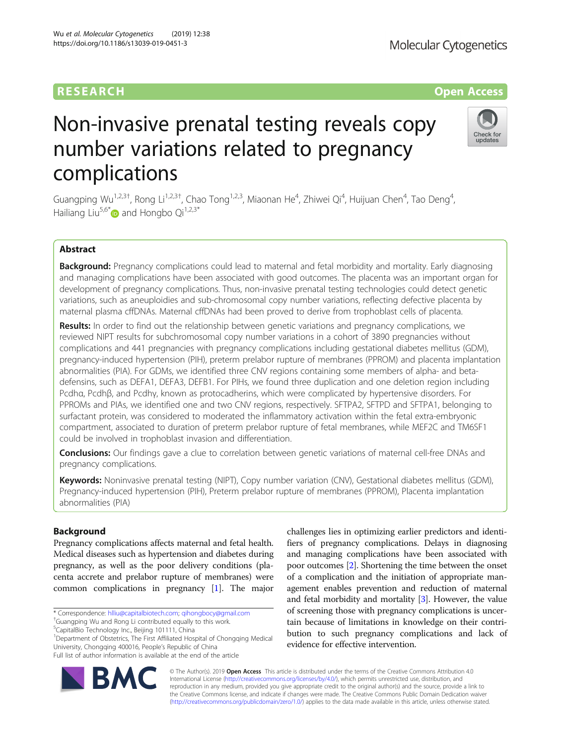RESEARCH Open Access

# Non-invasive prenatal testing reveals copy number variations related to pregnancy complications

Guangping Wu[1,2,3†], Rong Li[1,2,3†], Chao Tong[1,2,3], Miaonan He[4], Zhiwei Qi[4], Huijuan Chen[4], Tao Deng[4], Hailiang Liu[5,6*] and Hongbo Qi[1,2,3*]

## Abstract

**Background:** Pregnancy complications could lead to maternal and fetal morbidity and mortality. Early diagnosing and managing complications have been associated with good outcomes. The placenta was an important organ for development of pregnancy complications. Thus, non-invasive prenatal testing technologies could detect genetic variations, such as aneuploidies and sub-chromosomal copy number variations, reflecting defective placenta by maternal plasma cffDNAs. Maternal cffDNAs had been proved to derive from trophoblast cells of placenta.

**Results:** In order to find out the relationship between genetic variations and pregnancy complications, we reviewed NIPT results for subchromosomal copy number variations in a cohort of 3890 pregnancies without complications and 441 pregnancies with pregnancy complications including gestational diabetes mellitus (GDM), pregnancy-induced hypertension (PIH), preterm prelabor rupture of membranes (PPROM) and placenta implantation abnormalities (PIA). For GDMs, we identified three CNV regions containing some members of alpha- and beta-defensins, such as DEFA1, DEFA3, DEFB1. For PIHs, we found three duplication and one deletion region including Pcdhα, Pcdhβ, and Pcdhγ, known as protocadherins, which were complicated by hypertensive disorders. For PPROMs and PIAs, we identified one and two CNV regions, respectively. SFTPA2, SFTPD and SFTPA1, belonging to surfactant protein, was considered to moderated the inflammatory activation within the fetal extra-embryonic compartment, associated to duration of preterm prelabor rupture of fetal membranes, while MEF2C and TM6SF1 could be involved in trophoblast invasion and differentiation.

**Conclusions:** Our findings gave a clue to correlation between genetic variations of maternal cell-free DNAs and pregnancy complications.

**Keywords:** Noninvasive prenatal testing (NIPT), Copy number variation (CNV), Gestational diabetes mellitus (GDM), Pregnancy-induced hypertension (PIH), Preterm prelabor rupture of membranes (PPROM), Placenta implantation abnormalities (PIA)

## Background

Pregnancy complications affects maternal and fetal health. Medical diseases such as hypertension and diabetes during pregnancy, as well as the poor delivery conditions (placenta accrete and prelabor rupture of membranes) were common complications in pregnancy [1]. The major challenges lies in optimizing earlier predictors and identifiers of pregnancy complications. Delays in diagnosing and managing complications have been associated with poor outcomes [2]. Shortening the time between the onset of a complication and the initiation of appropriate management enables prevention and reduction of maternal and fetal morbidity and mortality [3]. However, the value of screening those with pregnancy complications is uncertain because of limitations in knowledge on their contribution to such pregnancy complications and lack of evidence for effective intervention.

\* Correspondence: hlliu@capitalbiotech.com; qihongbocy@gmail.com
†Guangping Wu and Rong Li contributed equally to this work.
5CapitalBio Technology Inc., Beijing 101111, China
1Department of Obstetrics, The First Affiliated Hospital of Chongqing Medical University, Chongqing 400016, People's Republic of China
Full list of author information is available at the end of the article

© The Author(s). 2019 **Open Access** This article is distributed under the terms of the Creative Commons Attribution 4.0 International License (http://creativecommons.org/licenses/by/4.0/), which permits unrestricted use, distribution, and reproduction in any medium, provided you give appropriate credit to the original author(s) and the source, provide a link to the Creative Commons license, and indicate if changes were made. The Creative Commons Public Domain Dedication waiver (http://creativecommons.org/publicdomain/zero/1.0/) applies to the data made available in this article, unless otherwise stated.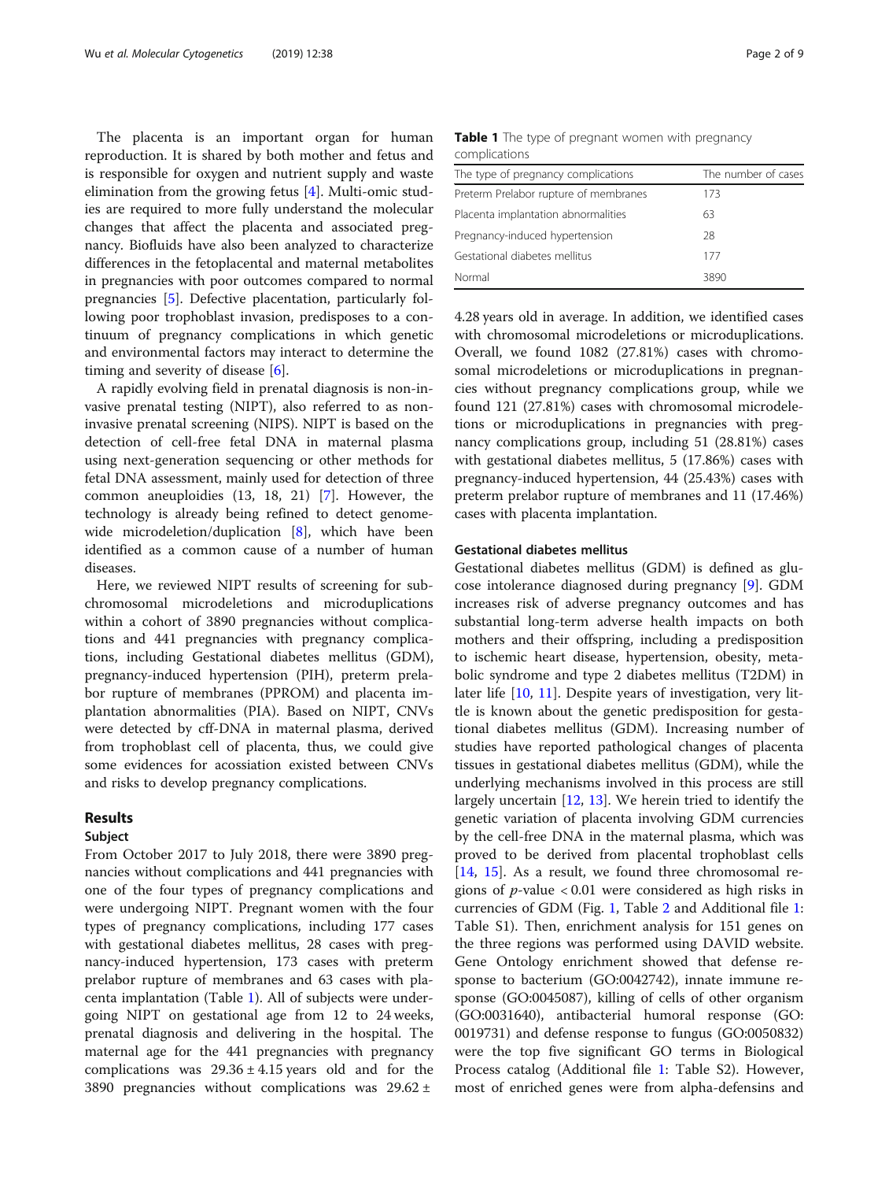The placenta is an important organ for human reproduction. It is shared by both mother and fetus and is responsible for oxygen and nutrient supply and waste elimination from the growing fetus [4]. Multi-omic studies are required to more fully understand the molecular changes that affect the placenta and associated pregnancy. Biofluids have also been analyzed to characterize differences in the fetoplacental and maternal metabolites in pregnancies with poor outcomes compared to normal pregnancies [5]. Defective placentation, particularly following poor trophoblast invasion, predisposes to a continuum of pregnancy complications in which genetic and environmental factors may interact to determine the timing and severity of disease [6].

A rapidly evolving field in prenatal diagnosis is non-invasive prenatal testing (NIPT), also referred to as non-invasive prenatal screening (NIPS). NIPT is based on the detection of cell-free fetal DNA in maternal plasma using next-generation sequencing or other methods for fetal DNA assessment, mainly used for detection of three common aneuploidies (13, 18, 21) [7]. However, the technology is already being refined to detect genome-wide microdeletion/duplication [8], which have been identified as a common cause of a number of human diseases.

Here, we reviewed NIPT results of screening for sub-chromosomal microdeletions and microduplications within a cohort of 3890 pregnancies without complications and 441 pregnancies with pregnancy complications, including Gestational diabetes mellitus (GDM), pregnancy-induced hypertension (PIH), preterm prelabor rupture of membranes (PPROM) and placenta implantation abnormalities (PIA). Based on NIPT, CNVs were detected by cff-DNA in maternal plasma, derived from trophoblast cell of placenta, thus, we could give some evidences for acossiation existed between CNVs and risks to develop pregnancy complications.

## Results

### Subject

From October 2017 to July 2018, there were 3890 pregnancies without complications and 441 pregnancies with one of the four types of pregnancy complications and were undergoing NIPT. Pregnant women with the four types of pregnancy complications, including 177 cases with gestational diabetes mellitus, 28 cases with pregnancy-induced hypertension, 173 cases with preterm prelabor rupture of membranes and 63 cases with placenta implantation (Table 1). All of subjects were undergoing NIPT on gestational age from 12 to 24 weeks, prenatal diagnosis and delivering in the hospital. The maternal age for the 441 pregnancies with pregnancy complications was $29.36 \pm 4.15$ years old and for the 3890 pregnancies without complications was $29.62 \pm 4.28$ years old in average. In addition, we identified cases with chromosomal microdeletions or microduplications. Overall, we found 1082 (27.81%) cases with chromosomal microdeletions or microduplications in pregnancies without pregnancy complications group, while we found 121 (27.81%) cases with chromosomal microdeletions or microduplications in pregnancies with pregnancy complications group, including 51 (28.81%) cases with gestational diabetes mellitus, 5 (17.86%) cases with pregnancy-induced hypertension, 44 (25.43%) cases with preterm prelabor rupture of membranes and 11 (17.46%) cases with placenta implantation.

**Table 1** The type of pregnant women with pregnancy complications

| The type of pregnancy complications | The number of cases |
| --- | --- |
| Preterm Prelabor rupture of membranes | 173 |
| Placenta implantation abnormalities | 63 |
| Pregnancy-induced hypertension | 28 |
| Gestational diabetes mellitus | 177 |
| Normal | 3890 |

### Gestational diabetes mellitus

Gestational diabetes mellitus (GDM) is defined as glucose intolerance diagnosed during pregnancy [9]. GDM increases risk of adverse pregnancy outcomes and has substantial long-term adverse health impacts on both mothers and their offspring, including a predisposition to ischemic heart disease, hypertension, obesity, metabolic syndrome and type 2 diabetes mellitus (T2DM) in later life [10, 11]. Despite years of investigation, very little is known about the genetic predisposition for gestational diabetes mellitus (GDM). Increasing number of studies have reported pathological changes of placenta tissues in gestational diabetes mellitus (GDM), while the underlying mechanisms involved in this process are still largely uncertain [12, 13]. We herein tried to identify the genetic variation of placenta involving GDM currencies by the cell-free DNA in the maternal plasma, which was proved to be derived from placental trophoblast cells [14, 15]. As a result, we found three chromosomal regions of $p$-value $< 0.01$ were considered as high risks in currencies of GDM (Fig. 1, Table 2 and Additional file 1: Table S1). Then, enrichment analysis for 151 genes on the three regions was performed using DAVID website. Gene Ontology enrichment showed that defense response to bacterium (GO:0042742), innate immune response (GO:0045087), killing of cells of other organism (GO:0031640), antibacterial humoral response (GO: 0019731) and defense response to fungus (GO:0050832) were the top five significant GO terms in Biological Process catalog (Additional file 1: Table S2). However, most of enriched genes were from alpha-defensins and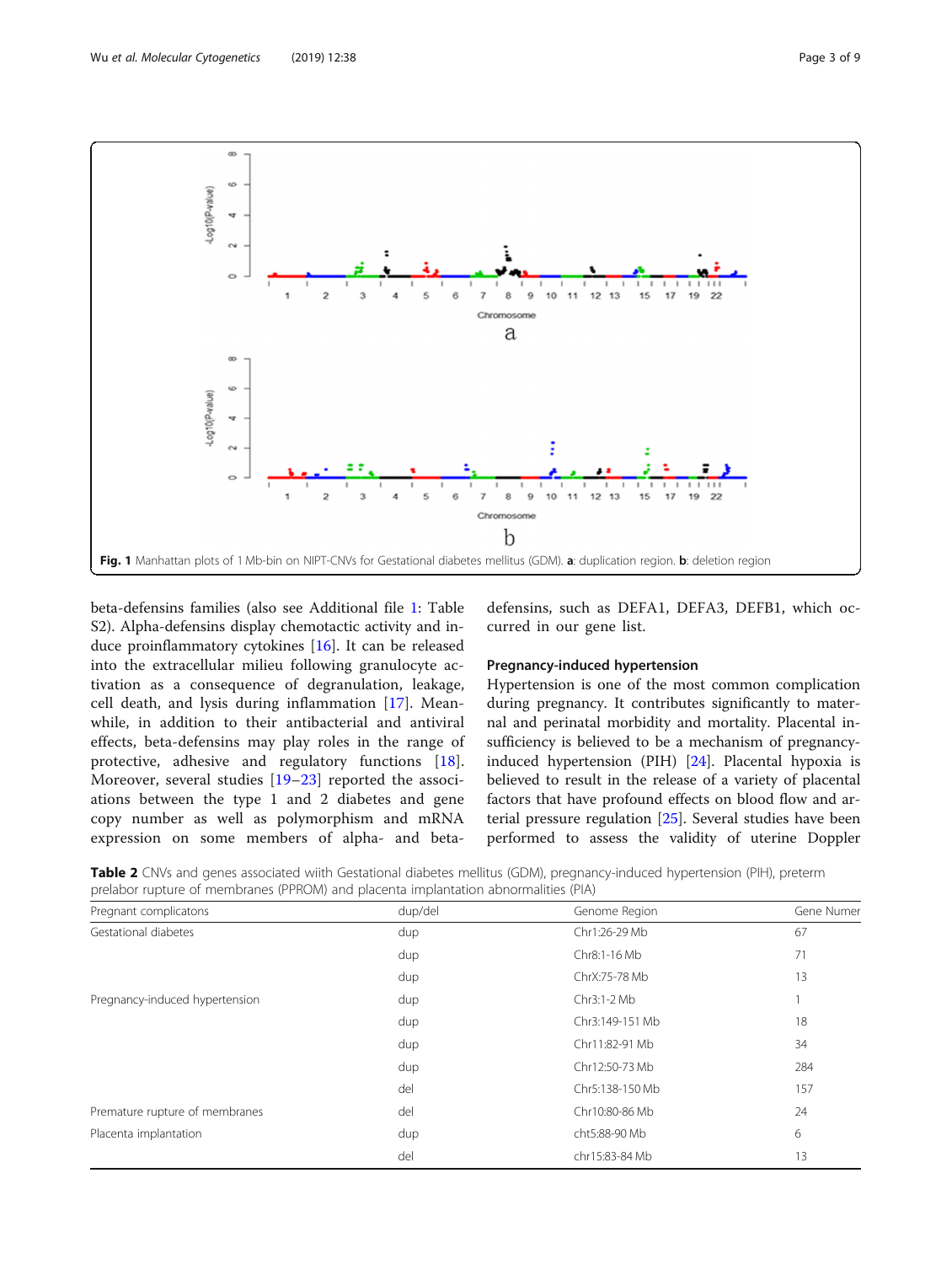Fig. 1 Manhattan plots of 1 Mb-bin on NIPT-CNVs for Gestational diabetes mellitus (GDM). **a**: duplication region. **b**: deletion region

beta-defensins families (also see Additional file 1: Table S2). Alpha-defensins display chemotactic activity and induce proinflammatory cytokines [16]. It can be released into the extracellular milieu following granulocyte activation as a consequence of degranulation, leakage, cell death, and lysis during inflammation [17]. Meanwhile, in addition to their antibacterial and antiviral effects, beta-defensins may play roles in the range of protective, adhesive and regulatory functions [18]. Moreover, several studies [19–23] reported the associations between the type 1 and 2 diabetes and gene copy number as well as polymorphism and mRNA expression on some members of alpha- and beta-defensins, such as DEFA1, DEFA3, DEFB1, which occurred in our gene list.

### Pregnancy-induced hypertension

Hypertension is one of the most common complication during pregnancy. It contributes significantly to maternal and perinatal morbidity and mortality. Placental insufficiency is believed to be a mechanism of pregnancy-induced hypertension (PIH) [24]. Placental hypoxia is believed to result in the release of a variety of placental factors that have profound effects on blood flow and arterial pressure regulation [25]. Several studies have been performed to assess the validity of uterine Doppler

**Table 2** CNVs and genes associated wiith Gestational diabetes mellitus (GDM), pregnancy-induced hypertension (PIH), preterm prelabor rupture of membranes (PPROM) and placenta implantation abnormalities (PIA)

| Pregnant complicatons | dup/del | Genome Region | Gene Numer |
|---|---|---|---|
| Gestational diabetes | dup | Chr1:26-29 Mb | 67 |
| | dup | Chr8:1-16 Mb | 71 |
| | dup | ChrX:75-78 Mb | 13 |
| Pregnancy-induced hypertension | dup | Chr3:1-2 Mb | 1 |
| | dup | Chr3:149-151 Mb | 18 |
| | dup | Chr11:82-91 Mb | 34 |
| | dup | Chr12:50-73 Mb | 284 |
| | del | Chr5:138-150 Mb | 157 |
| Premature rupture of membranes | del | Chr10:80-86 Mb | 24 |
| Placenta implantation | dup | cht5:88-90 Mb | 6 |
| | del | chr15:83-84 Mb | 13 |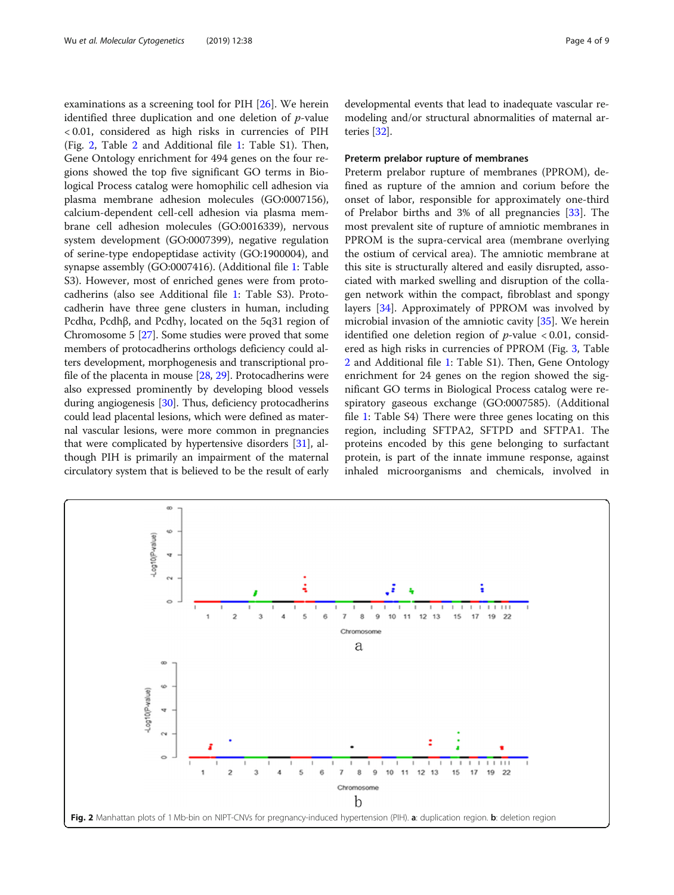examinations as a screening tool for PIH [26]. We herein identified three duplication and one deletion of $p$-value $< 0.01$, considered as high risks in currencies of PIH (Fig. 2, Table 2 and Additional file 1: Table S1). Then, Gene Ontology enrichment for 494 genes on the four regions showed the top five significant GO terms in Biological Process catalog were homophilic cell adhesion via plasma membrane adhesion molecules (GO:0007156), calcium-dependent cell-cell adhesion via plasma membrane cell adhesion molecules (GO:0016339), nervous system development (GO:0007399), negative regulation of serine-type endopeptidase activity (GO:1900004), and synapse assembly (GO:0007416). (Additional file 1: Table S3). However, most of enriched genes were from protocadherins (also see Additional file 1: Table S3). Protocadherin have three gene clusters in human, including Pcdhα, Pcdhβ, and Pcdhγ, located on the 5q31 region of Chromosome 5 [27]. Some studies were proved that some members of protocadherins orthologs deficiency could alters development, morphogenesis and transcriptional profile of the placenta in mouse [28, 29]. Protocadherins were also expressed prominently by developing blood vessels during angiogenesis [30]. Thus, deficiency protocadherins could lead placental lesions, which were defined as maternal vascular lesions, were more common in pregnancies that were complicated by hypertensive disorders [31], although PIH is primarily an impairment of the maternal circulatory system that is believed to be the result of early developmental events that lead to inadequate vascular remodeling and/or structural abnormalities of maternal arteries [32].

### Preterm prelabor rupture of membranes

Preterm prelabor rupture of membranes (PPROM), defined as rupture of the amnion and corium before the onset of labor, responsible for approximately one-third of Prelabor births and 3% of all pregnancies [33]. The most prevalent site of rupture of amniotic membranes in PPROM is the supra-cervical area (membrane overlying the ostium of cervical area). The amniotic membrane at this site is structurally altered and easily disrupted, associated with marked swelling and disruption of the collagen network within the compact, fibroblast and spongy layers [34]. Approximately of PPROM was involved by microbial invasion of the amniotic cavity [35]. We herein identified one deletion region of $p$-value $< 0.01$, considered as high risks in currencies of PPROM (Fig. 3, Table 2 and Additional file 1: Table S1). Then, Gene Ontology enrichment for 24 genes on the region showed the significant GO terms in Biological Process catalog were respiratory gaseous exchange (GO:0007585). (Additional file 1: Table S4) There were three genes locating on this region, including SFTPA2, SFTPD and SFTPA1. The proteins encoded by this gene belonging to surfactant protein, is part of the innate immune response, against inhaled microorganisms and chemicals, involved in

**Fig. 2** Manhattan plots of 1 Mb-bin on NIPT-CNVs for pregnancy-induced hypertension (PIH). **a**: duplication region. **b**: deletion region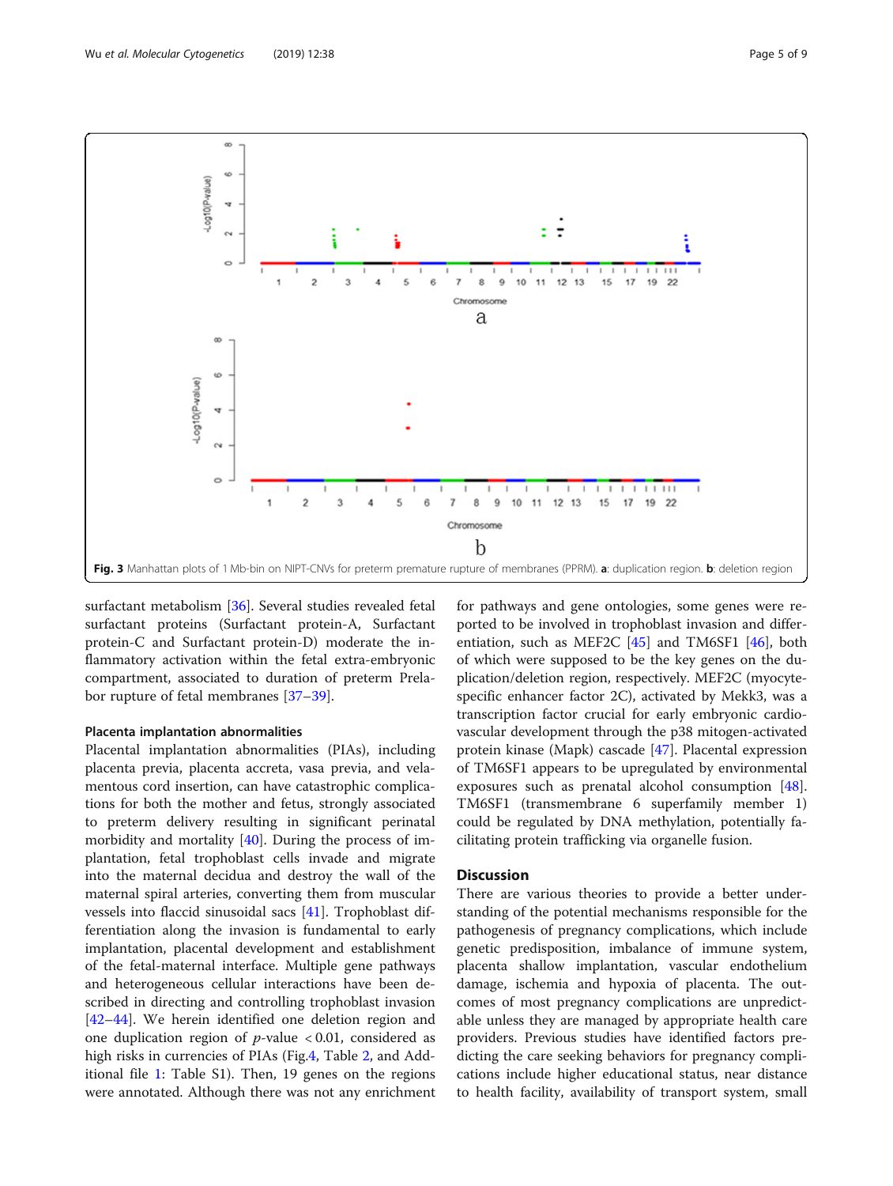Fig. 3 Manhattan plots of 1 Mb-bin on NIPT-CNVs for preterm premature rupture of membranes (PPRM). **a**: duplication region. **b**: deletion region

surfactant metabolism [36]. Several studies revealed fetal surfactant proteins (Surfactant protein-A, Surfactant protein-C and Surfactant protein-D) moderate the inflammatory activation within the fetal extra-embryonic compartment, associated to duration of preterm Prelabor rupture of fetal membranes [37–39].

#### Placenta implantation abnormalities

Placental implantation abnormalities (PIAs), including placenta previa, placenta accreta, vasa previa, and velamentous cord insertion, can have catastrophic complications for both the mother and fetus, strongly associated to preterm delivery resulting in significant perinatal morbidity and mortality [40]. During the process of implantation, fetal trophoblast cells invade and migrate into the maternal decidua and destroy the wall of the maternal spiral arteries, converting them from muscular vessels into flaccid sinusoidal sacs [41]. Trophoblast differentiation along the invasion is fundamental to early implantation, placental development and establishment of the fetal-maternal interface. Multiple gene pathways and heterogeneous cellular interactions have been described in directing and controlling trophoblast invasion [42–44]. We herein identified one deletion region and one duplication region of $p$-value $< 0.01$, considered as high risks in currencies of PIAs (Fig.4, Table 2, and Additional file 1: Table S1). Then, 19 genes on the regions were annotated. Although there was not any enrichment for pathways and gene ontologies, some genes were reported to be involved in trophoblast invasion and differentiation, such as MEF2C [45] and TM6SF1 [46], both of which were supposed to be the key genes on the duplication/deletion region, respectively. MEF2C (myocyte-specific enhancer factor 2C), activated by Mekk3, was a transcription factor crucial for early embryonic cardiovascular development through the p38 mitogen-activated protein kinase (Mapk) cascade [47]. Placental expression of TM6SF1 appears to be upregulated by environmental exposures such as prenatal alcohol consumption [48]. TM6SF1 (transmembrane 6 superfamily member 1) could be regulated by DNA methylation, potentially facilitating protein trafficking via organelle fusion.

## Discussion

There are various theories to provide a better understanding of the potential mechanisms responsible for the pathogenesis of pregnancy complications, which include genetic predisposition, imbalance of immune system, placenta shallow implantation, vascular endothelium damage, ischemia and hypoxia of placenta. The outcomes of most pregnancy complications are unpredictable unless they are managed by appropriate health care providers. Previous studies have identified factors predicting the care seeking behaviors for pregnancy complications include higher educational status, near distance to health facility, availability of transport system, small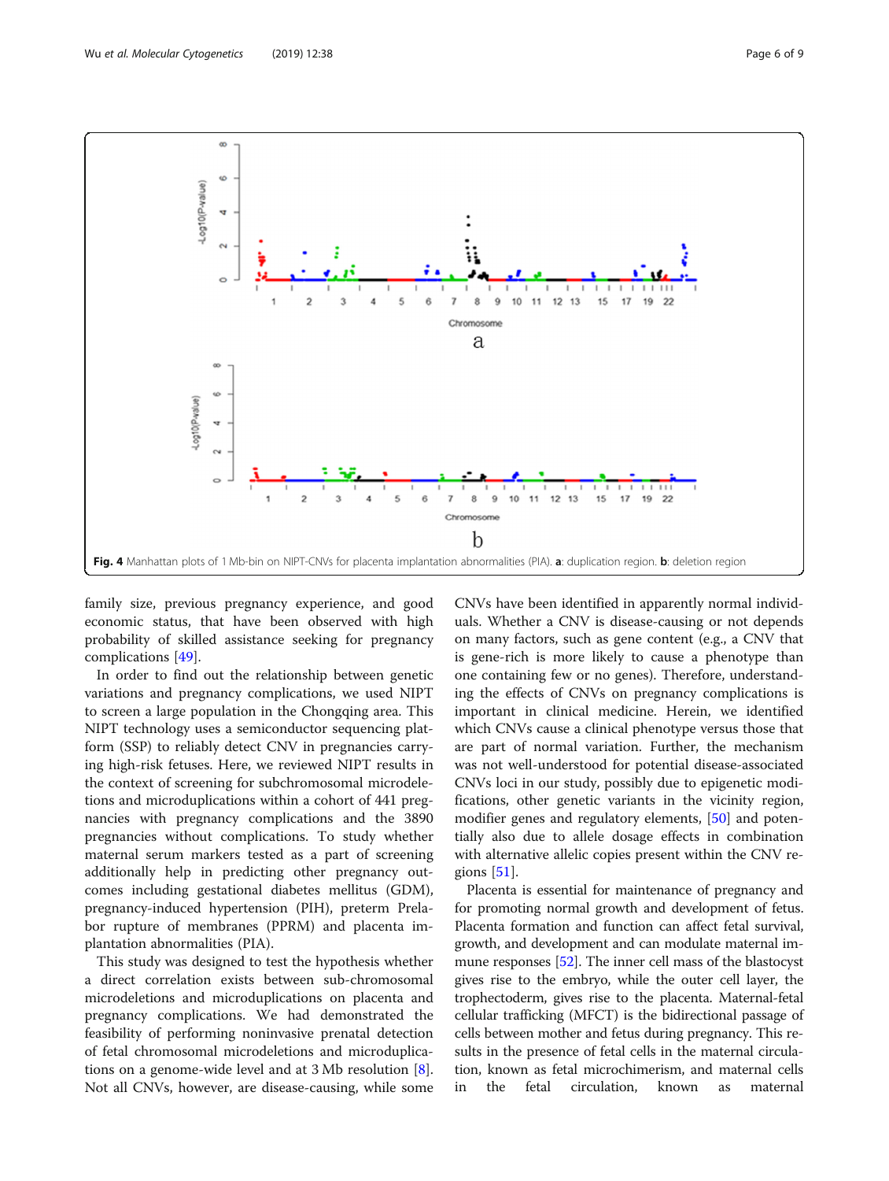Fig. 4 Manhattan plots of 1 Mb-bin on NIPT-CNVs for placenta implantation abnormalities (PIA). **a**: duplication region. **b**: deletion region

family size, previous pregnancy experience, and good economic status, that have been observed with high probability of skilled assistance seeking for pregnancy complications [49].

In order to find out the relationship between genetic variations and pregnancy complications, we used NIPT to screen a large population in the Chongqing area. This NIPT technology uses a semiconductor sequencing platform (SSP) to reliably detect CNV in pregnancies carrying high-risk fetuses. Here, we reviewed NIPT results in the context of screening for subchromosomal microdeletions and microduplications within a cohort of 441 pregnancies with pregnancy complications and the 3890 pregnancies without complications. To study whether maternal serum markers tested as a part of screening additionally help in predicting other pregnancy outcomes including gestational diabetes mellitus (GDM), pregnancy-induced hypertension (PIH), preterm Prelabor rupture of membranes (PPRM) and placenta implantation abnormalities (PIA).

This study was designed to test the hypothesis whether a direct correlation exists between sub-chromosomal microdeletions and microduplications on placenta and pregnancy complications. We had demonstrated the feasibility of performing noninvasive prenatal detection of fetal chromosomal microdeletions and microduplications on a genome-wide level and at 3 Mb resolution [8]. Not all CNVs, however, are disease-causing, while some CNVs have been identified in apparently normal individuals. Whether a CNV is disease-causing or not depends on many factors, such as gene content (e.g., a CNV that is gene-rich is more likely to cause a phenotype than one containing few or no genes). Therefore, understanding the effects of CNVs on pregnancy complications is important in clinical medicine. Herein, we identified which CNVs cause a clinical phenotype versus those that are part of normal variation. Further, the mechanism was not well-understood for potential disease-associated CNVs loci in our study, possibly due to epigenetic modifications, other genetic variants in the vicinity region, modifier genes and regulatory elements, [50] and potentially also due to allele dosage effects in combination with alternative allelic copies present within the CNV regions [51].

Placenta is essential for maintenance of pregnancy and for promoting normal growth and development of fetus. Placenta formation and function can affect fetal survival, growth, and development and can modulate maternal immune responses [52]. The inner cell mass of the blastocyst gives rise to the embryo, while the outer cell layer, the trophectoderm, gives rise to the placenta. Maternal-fetal cellular trafficking (MFCT) is the bidirectional passage of cells between mother and fetus during pregnancy. This results in the presence of fetal cells in the maternal circulation, known as fetal microchimerism, and maternal cells in the fetal circulation, known as maternal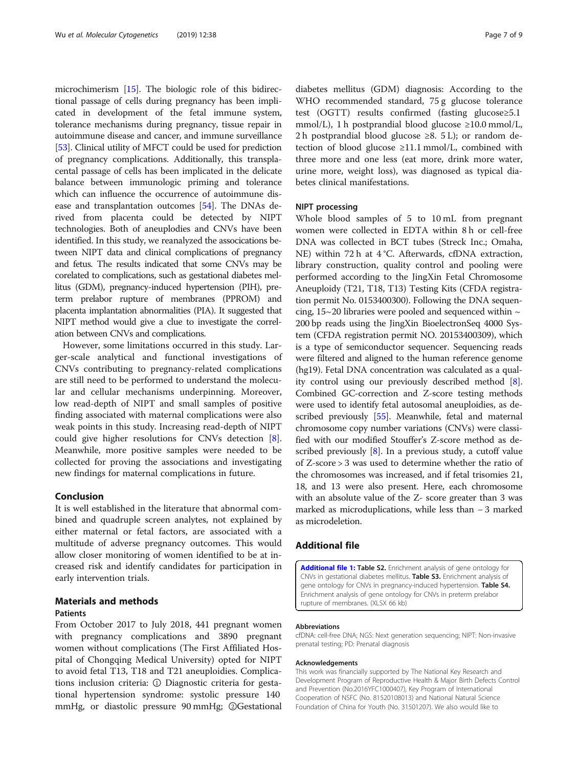microchimerism [15]. The biologic role of this bidirectional passage of cells during pregnancy has been implicated in development of the fetal immune system, tolerance mechanisms during pregnancy, tissue repair in autoimmune disease and cancer, and immune surveillance [53]. Clinical utility of MFCT could be used for prediction of pregnancy complications. Additionally, this transplacental passage of cells has been implicated in the delicate balance between immunologic priming and tolerance which can influence the occurrence of autoimmune disease and transplantation outcomes [54]. The DNAs derived from placenta could be detected by NIPT technologies. Both of aneuplodies and CNVs have been identified. In this study, we reanalyzed the associations between NIPT data and clinical complications of pregnancy and fetus. The results indicated that some CNVs may be corelated to complications, such as gestational diabetes mellitus (GDM), pregnancy-induced hypertension (PIH), preterm prelabor rupture of membranes (PPROM) and placenta implantation abnormalities (PIA). It suggested that NIPT method would give a clue to investigate the correlation between CNVs and complications.

However, some limitations occurred in this study. Larger-scale analytical and functional investigations of CNVs contributing to pregnancy-related complications are still need to be performed to understand the molecular and cellular mechanisms underpinning. Moreover, low read-depth of NIPT and small samples of positive finding associated with maternal complications were also weak points in this study. Increasing read-depth of NIPT could give higher resolutions for CNVs detection [8]. Meanwhile, more positive samples were needed to be collected for proving the associations and investigating new findings for maternal complications in future.

## Conclusion

It is well established in the literature that abnormal combined and quadruple screen analytes, not explained by either maternal or fetal factors, are associated with a multitude of adverse pregnancy outcomes. This would allow closer monitoring of women identified to be at increased risk and identify candidates for participation in early intervention trials.

## Materials and methods

### Patients

From October 2017 to July 2018, 441 pregnant women with pregnancy complications and 3890 pregnant women without complications (The First Affiliated Hospital of Chongqing Medical University) opted for NIPT to avoid fetal T13, T18 and T21 aneuploidies. Complications inclusion criteria: ① Diagnostic criteria for gestational hypertension syndrome: systolic pressure 140 mmHg, or diastolic pressure 90 mmHg; ②Gestational diabetes mellitus (GDM) diagnosis: According to the WHO recommended standard, 75 g glucose tolerance test (OGTT) results confirmed (fasting glucose≥5.1 mmol/L), 1 h postprandial blood glucose ≥10.0 mmol/L, 2 h postprandial blood glucose ≥8. 5 L); or random detection of blood glucose ≥11.1 mmol/L, combined with three more and one less (eat more, drink more water, urine more, weight loss), was diagnosed as typical diabetes clinical manifestations.

### NIPT processing

Whole blood samples of 5 to 10 mL from pregnant women were collected in EDTA within 8 h or cell-free DNA was collected in BCT tubes (Streck Inc.; Omaha, NE) within 72 h at 4 °C. Afterwards, cfDNA extraction, library construction, quality control and pooling were performed according to the JingXin Fetal Chromosome Aneuploidy (T21, T18, T13) Testing Kits (CFDA registration permit No. 0153400300). Following the DNA sequencing, 15~20 libraries were pooled and sequenced within ~ 200 bp reads using the JingXin BioelectronSeq 4000 System (CFDA registration permit NO. 20153400309), which is a type of semiconductor sequencer. Sequencing reads were filtered and aligned to the human reference genome (hg19). Fetal DNA concentration was calculated as a quality control using our previously described method [8]. Combined GC-correction and Z-score testing methods were used to identify fetal autosomal aneuploidies, as described previously [55]. Meanwhile, fetal and maternal chromosome copy number variations (CNVs) were classified with our modified Stouffer's Z-score method as described previously [8]. In a previous study, a cutoff value of Z-score > 3 was used to determine whether the ratio of the chromosomes was increased, and if fetal trisomies 21, 18, and 13 were also present. Here, each chromosome with an absolute value of the Z- score greater than 3 was marked as microduplications, while less than − 3 marked as microdeletion.

## Additional file

**Additional file 1: Table S2.** Enrichment analysis of gene ontology for CNVs in gestational diabetes mellitus. **Table S3.** Enrichment analysis of gene ontology for CNVs in pregnancy-induced hypertension. **Table S4.** Enrichment analysis of gene ontology for CNVs in preterm prelabor rupture of membranes. (XLSX 66 kb)

#### Abbreviations

cfDNA: cell-free DNA; NGS: Next generation sequencing; NIPT: Non-invasive prenatal testing; PD: Prenatal diagnosis

#### Acknowledgements

This work was financially supported by The National Key Research and Development Program of Reproductive Health & Major Birth Defects Control and Prevention (No.2016YFC1000407), Key Program of International Cooperation of NSFC (No. 81520108013) and National Natural Science Foundation of China for Youth (No. 31501207). We also would like to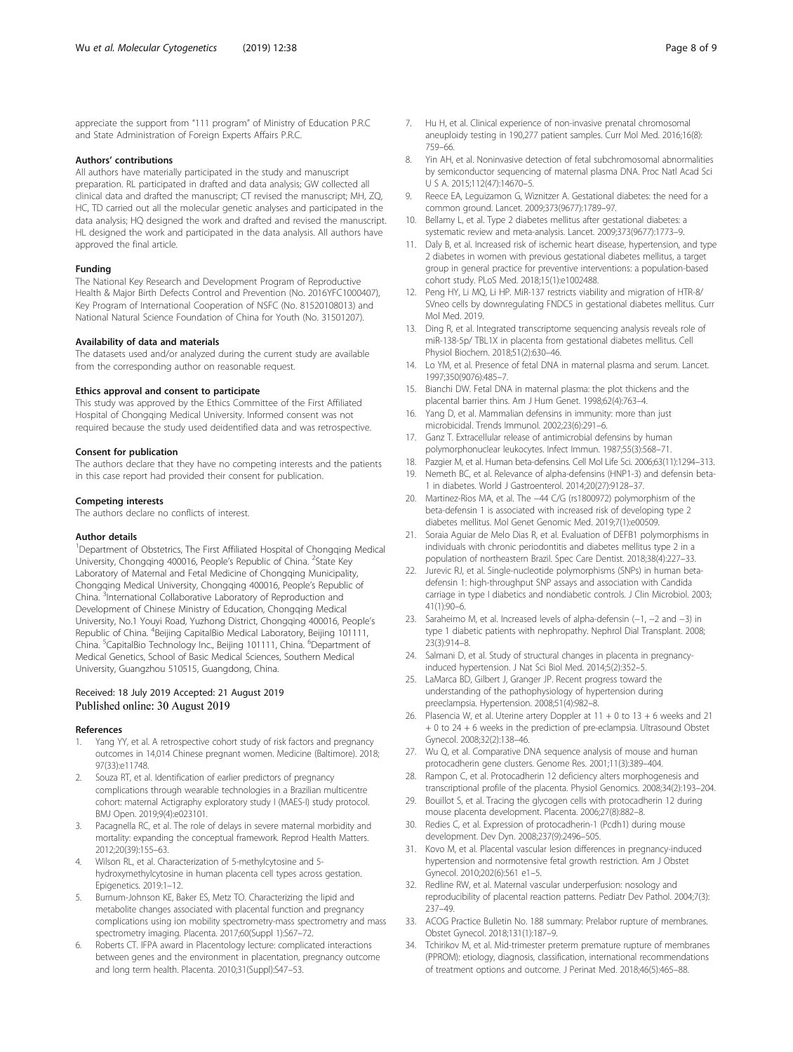appreciate the support from "111 program" of Ministry of Education P.R.C and State Administration of Foreign Experts Affairs P.R.C.

#### Authors' contributions

All authors have materially participated in the study and manuscript preparation. RL participated in drafted and data analysis; GW collected all clinical data and drafted the manuscript; CT revised the manuscript; MH, ZQ, HC, TD carried out all the molecular genetic analyses and participated in the data analysis; HQ designed the work and drafted and revised the manuscript. HL designed the work and participated in the data analysis. All authors have approved the final article.

#### Funding

The National Key Research and Development Program of Reproductive Health & Major Birth Defects Control and Prevention (No. 2016YFC1000407), Key Program of International Cooperation of NSFC (No. 81520108013) and National Natural Science Foundation of China for Youth (No. 31501207).

#### Availability of data and materials

The datasets used and/or analyzed during the current study are available from the corresponding author on reasonable request.

#### Ethics approval and consent to participate

This study was approved by the Ethics Committee of the First Affiliated Hospital of Chongqing Medical University. Informed consent was not required because the study used deidentified data and was retrospective.

#### Consent for publication

The authors declare that they have no competing interests and the patients in this case report had provided their consent for publication.

#### Competing interests

The authors declare no conflicts of interest.

#### Author details

[1]Department of Obstetrics, The First Affiliated Hospital of Chongqing Medical University, Chongqing 400016, People's Republic of China. [2]State Key Laboratory of Maternal and Fetal Medicine of Chongqing Municipality, Chongqing Medical University, Chongqing 400016, People's Republic of China. [3]International Collaborative Laboratory of Reproduction and Development of Chinese Ministry of Education, Chongqing Medical University, No.1 Youyi Road, Yuzhong District, Chongqing 400016, People's Republic of China. [4]Beijing CapitalBio Medical Laboratory, Beijing 101111, China. [5]CapitalBio Technology Inc., Beijing 101111, China. [6]Department of Medical Genetics, School of Basic Medical Sciences, Southern Medical University, Guangzhou 510515, Guangdong, China.

Received: 18 July 2019 Accepted: 21 August 2019
Published online: 30 August 2019

#### References

1. Yang YY, et al. A retrospective cohort study of risk factors and pregnancy outcomes in 14,014 Chinese pregnant women. Medicine (Baltimore). 2018; 97(33):e11748.
2. Souza RT, et al. Identification of earlier predictors of pregnancy complications through wearable technologies in a Brazilian multicentre cohort: maternal Actigraphy exploratory study I (MAES-I) study protocol. BMJ Open. 2019;9(4):e023101.
3. Pacagnella RC, et al. The role of delays in severe maternal morbidity and mortality: expanding the conceptual framework. Reprod Health Matters. 2012;20(39):155–63.
4. Wilson RL, et al. Characterization of 5-methylcytosine and 5-hydroxymethylcytosine in human placenta cell types across gestation. Epigenetics. 2019:1–12.
5. Burnum-Johnson KE, Baker ES, Metz TO. Characterizing the lipid and metabolite changes associated with placental function and pregnancy complications using ion mobility spectrometry-mass spectrometry and mass spectrometry imaging. Placenta. 2017;60(Suppl 1):S67–72.
6. Roberts CT. IFPA award in Placentology lecture: complicated interactions between genes and the environment in placentation, pregnancy outcome and long term health. Placenta. 2010;31(Suppl):S47–53.
7. Hu H, et al. Clinical experience of non-invasive prenatal chromosomal aneuploidy testing in 190,277 patient samples. Curr Mol Med. 2016;16(8): 759–66.
8. Yin AH, et al. Noninvasive detection of fetal subchromosomal abnormalities by semiconductor sequencing of maternal plasma DNA. Proc Natl Acad Sci U S A. 2015;112(47):14670–5.
9. Reece EA, Leguizamon G, Wiznitzer A. Gestational diabetes: the need for a common ground. Lancet. 2009;373(9677):1789–97.
10. Bellamy L, et al. Type 2 diabetes mellitus after gestational diabetes: a systematic review and meta-analysis. Lancet. 2009;373(9677):1773–9.
11. Daly B, et al. Increased risk of ischemic heart disease, hypertension, and type 2 diabetes in women with previous gestational diabetes mellitus, a target group in general practice for preventive interventions: a population-based cohort study. PLoS Med. 2018;15(1):e1002488.
12. Peng HY, Li MQ, Li HP. MiR-137 restricts viability and migration of HTR-8/ SVneo cells by downregulating FNDC5 in gestational diabetes mellitus. Curr Mol Med. 2019.
13. Ding R, et al. Integrated transcriptome sequencing analysis reveals role of miR-138-5p/ TBL1X in placenta from gestational diabetes mellitus. Cell Physiol Biochem. 2018;51(2):630–46.
14. Lo YM, et al. Presence of fetal DNA in maternal plasma and serum. Lancet. 1997;350(9076):485–7.
15. Bianchi DW. Fetal DNA in maternal plasma: the plot thickens and the placental barrier thins. Am J Hum Genet. 1998;62(4):763–4.
16. Yang D, et al. Mammalian defensins in immunity: more than just microbicidal. Trends Immunol. 2002;23(6):291–6.
17. Ganz T. Extracellular release of antimicrobial defensins by human polymorphonuclear leukocytes. Infect Immun. 1987;55(3):568–71.
18. Pazgier M, et al. Human beta-defensins. Cell Mol Life Sci. 2006;63(11):1294–313.
19. Nemeth BC, et al. Relevance of alpha-defensins (HNP1-3) and defensin beta-1 in diabetes. World J Gastroenterol. 2014;20(27):9128–37.
20. Martinez-Rios MA, et al. The −44 C/G (rs1800972) polymorphism of the beta-defensin 1 is associated with increased risk of developing type 2 diabetes mellitus. Mol Genet Genomic Med. 2019;7(1):e00509.
21. Soraia Aguiar de Melo Dias R, et al. Evaluation of DEFB1 polymorphisms in individuals with chronic periodontitis and diabetes mellitus type 2 in a population of northeastern Brazil. Spec Care Dentist. 2018;38(4):227–33.
22. Jurevic RJ, et al. Single-nucleotide polymorphisms (SNPs) in human beta-defensin 1: high-throughput SNP assays and association with Candida carriage in type I diabetics and nondiabetic controls. J Clin Microbiol. 2003; 41(1):90–6.
23. Saraheimo M, et al. Increased levels of alpha-defensin (−1, −2 and −3) in type 1 diabetic patients with nephropathy. Nephrol Dial Transplant. 2008; 23(3):914–8.
24. Salmani D, et al. Study of structural changes in placenta in pregnancy-induced hypertension. J Nat Sci Biol Med. 2014;5(2):352–5.
25. LaMarca BD, Gilbert J, Granger JP. Recent progress toward the understanding of the pathophysiology of hypertension during preeclampsia. Hypertension. 2008;51(4):982–8.
26. Plasencia W, et al. Uterine artery Doppler at 11 + 0 to 13 + 6 weeks and 21 + 0 to 24 + 6 weeks in the prediction of pre-eclampsia. Ultrasound Obstet Gynecol. 2008;32(2):138–46.
27. Wu Q, et al. Comparative DNA sequence analysis of mouse and human protocadherin gene clusters. Genome Res. 2001;11(3):389–404.
28. Rampon C, et al. Protocadherin 12 deficiency alters morphogenesis and transcriptional profile of the placenta. Physiol Genomics. 2008;34(2):193–204.
29. Bouillot S, et al. Tracing the glycogen cells with protocadherin 12 during mouse placenta development. Placenta. 2006;27(8):882–8.
30. Redies C, et al. Expression of protocadherin-1 (Pcdh1) during mouse development. Dev Dyn. 2008;237(9):2496–505.
31. Kovo M, et al. Placental vascular lesion differences in pregnancy-induced hypertension and normotensive fetal growth restriction. Am J Obstet Gynecol. 2010;202(6):561 e1–5.
32. Redline RW, et al. Maternal vascular underperfusion: nosology and reproducibility of placental reaction patterns. Pediatr Dev Pathol. 2004;7(3): 237–49.
33. ACOG Practice Bulletin No. 188 summary: Prelabor rupture of membranes. Obstet Gynecol. 2018;131(1):187–9.
34. Tchirikov M, et al. Mid-trimester preterm premature rupture of membranes (PPROM): etiology, diagnosis, classification, international recommendations of treatment options and outcome. J Perinat Med. 2018;46(5):465–88.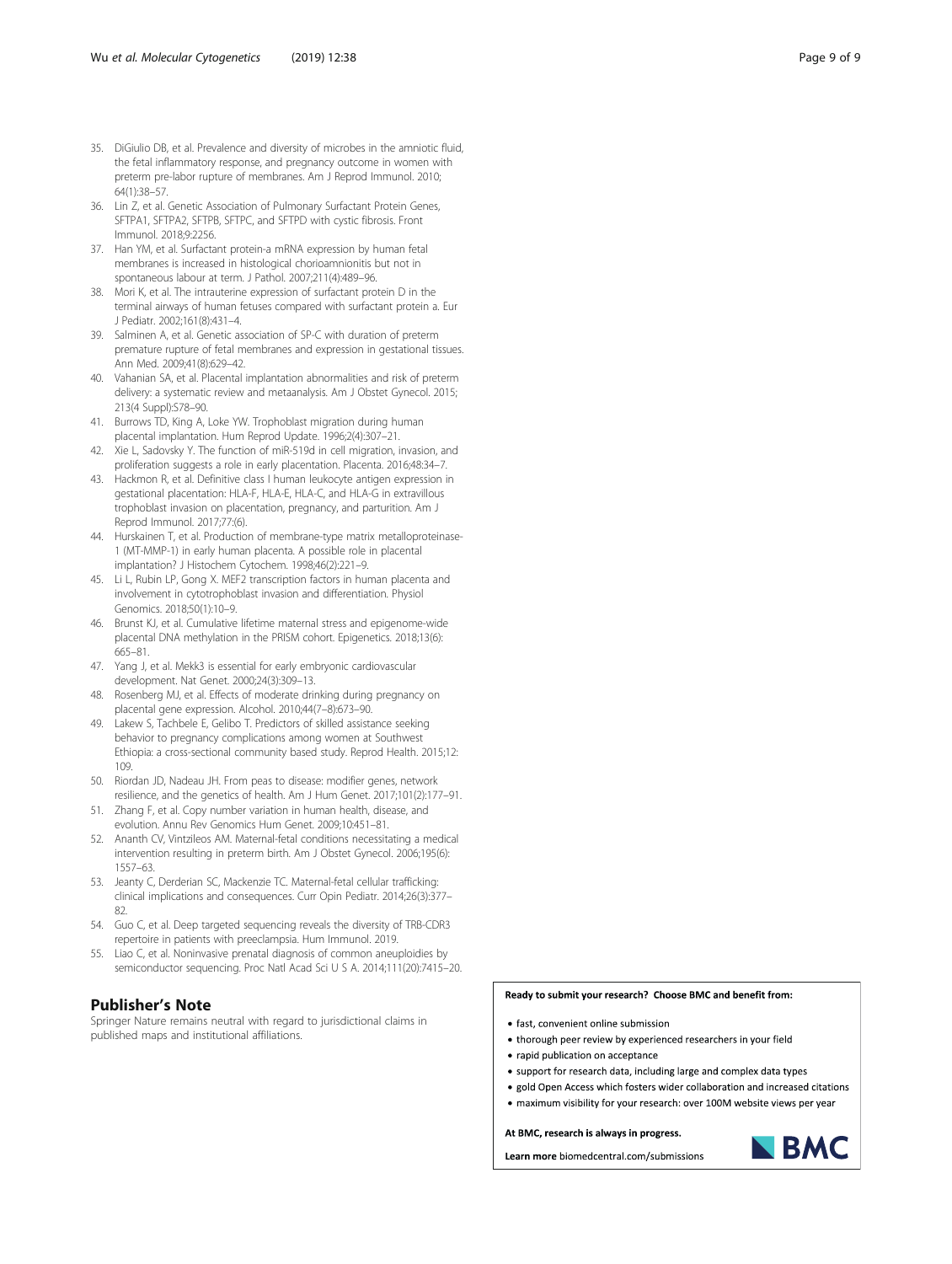35. DiGiulio DB, et al. Prevalence and diversity of microbes in the amniotic fluid, the fetal inflammatory response, and pregnancy outcome in women with preterm pre-labor rupture of membranes. Am J Reprod Immunol. 2010; 64(1):38–57.
36. Lin Z, et al. Genetic Association of Pulmonary Surfactant Protein Genes, SFTPA1, SFTPA2, SFTPB, SFTPC, and SFTPD with cystic fibrosis. Front Immunol. 2018;9:2256.
37. Han YM, et al. Surfactant protein-a mRNA expression by human fetal membranes is increased in histological chorioamnionitis but not in spontaneous labour at term. J Pathol. 2007;211(4):489–96.
38. Mori K, et al. The intrauterine expression of surfactant protein D in the terminal airways of human fetuses compared with surfactant protein a. Eur J Pediatr. 2002;161(8):431–4.
39. Salminen A, et al. Genetic association of SP-C with duration of preterm premature rupture of fetal membranes and expression in gestational tissues. Ann Med. 2009;41(8):629–42.
40. Vahanian SA, et al. Placental implantation abnormalities and risk of preterm delivery: a systematic review and metaanalysis. Am J Obstet Gynecol. 2015; 213(4 Suppl):S78–90.
41. Burrows TD, King A, Loke YW. Trophoblast migration during human placental implantation. Hum Reprod Update. 1996;2(4):307–21.
42. Xie L, Sadovsky Y. The function of miR-519d in cell migration, invasion, and proliferation suggests a role in early placentation. Placenta. 2016;48:34–7.
43. Hackmon R, et al. Definitive class I human leukocyte antigen expression in gestational placentation: HLA-F, HLA-E, HLA-C, and HLA-G in extravillous trophoblast invasion on placentation, pregnancy, and parturition. Am J Reprod Immunol. 2017;77:(6).
44. Hurskainen T, et al. Production of membrane-type matrix metalloproteinase-1 (MT-MMP-1) in early human placenta. A possible role in placental implantation? J Histochem Cytochem. 1998;46(2):221–9.
45. Li L, Rubin LP, Gong X. MEF2 transcription factors in human placenta and involvement in cytotrophoblast invasion and differentiation. Physiol Genomics. 2018;50(1):10–9.
46. Brunst KJ, et al. Cumulative lifetime maternal stress and epigenome-wide placental DNA methylation in the PRISM cohort. Epigenetics. 2018;13(6): 665–81.
47. Yang J, et al. Mekk3 is essential for early embryonic cardiovascular development. Nat Genet. 2000;24(3):309–13.
48. Rosenberg MJ, et al. Effects of moderate drinking during pregnancy on placental gene expression. Alcohol. 2010;44(7–8):673–90.
49. Lakew S, Tachbele E, Gelibo T. Predictors of skilled assistance seeking behavior to pregnancy complications among women at Southwest Ethiopia: a cross-sectional community based study. Reprod Health. 2015;12: 109.
50. Riordan JD, Nadeau JH. From peas to disease: modifier genes, network resilience, and the genetics of health. Am J Hum Genet. 2017;101(2):177–91.
51. Zhang F, et al. Copy number variation in human health, disease, and evolution. Annu Rev Genomics Hum Genet. 2009;10:451–81.
52. Ananth CV, Vintzileos AM. Maternal-fetal conditions necessitating a medical intervention resulting in preterm birth. Am J Obstet Gynecol. 2006;195(6): 1557–63.
53. Jeanty C, Derderian SC, Mackenzie TC. Maternal-fetal cellular trafficking: clinical implications and consequences. Curr Opin Pediatr. 2014;26(3):377–82.
54. Guo C, et al. Deep targeted sequencing reveals the diversity of TRB-CDR3 repertoire in patients with preeclampsia. Hum Immunol. 2019.
55. Liao C, et al. Noninvasive prenatal diagnosis of common aneuploidies by semiconductor sequencing. Proc Natl Acad Sci U S A. 2014;111(20):7415–20.

## Publisher's Note

Springer Nature remains neutral with regard to jurisdictional claims in published maps and institutional affiliations.

**Ready to submit your research? Choose BMC and benefit from:**

- fast, convenient online submission
- thorough peer review by experienced researchers in your field
- rapid publication on acceptance
- support for research data, including large and complex data types
- gold Open Access which fosters wider collaboration and increased citations
- maximum visibility for your research: over 100M website views per year

**At BMC, research is always in progress.**

**Learn more** biomedcentral.com/submissions

BMC